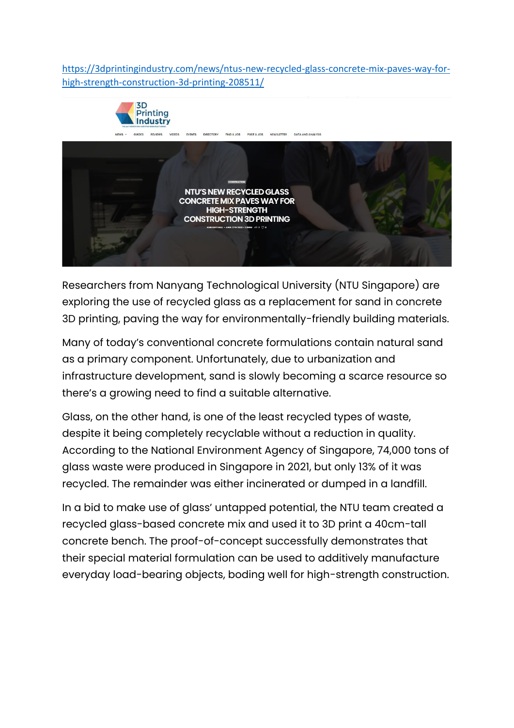https://3dprintingindustry.com/news/ntus-new-recycled-glass-concrete-mix-paves-way-for-high-strength-construction-3d-printing-208511/

# NTU'S NEW RECYCLED GLASS CONCRETE MIX PAVES WAY FOR HIGH-STRENGTH CONSTRUCTION 3D PRINTING

Researchers from Nanyang Technological University (NTU Singapore) are exploring the use of recycled glass as a replacement for sand in concrete 3D printing, paving the way for environmentally-friendly building materials.

Many of today's conventional concrete formulations contain natural sand as a primary component. Unfortunately, due to urbanization and infrastructure development, sand is slowly becoming a scarce resource so there's a growing need to find a suitable alternative.

Glass, on the other hand, is one of the least recycled types of waste, despite it being completely recyclable without a reduction in quality. According to the National Environment Agency of Singapore, 74,000 tons of glass waste were produced in Singapore in 2021, but only 13% of it was recycled. The remainder was either incinerated or dumped in a landfill.

In a bid to make use of glass' untapped potential, the NTU team created a recycled glass-based concrete mix and used it to 3D print a 40cm-tall concrete bench. The proof-of-concept successfully demonstrates that their special material formulation can be used to additively manufacture everyday load-bearing objects, boding well for high-strength construction.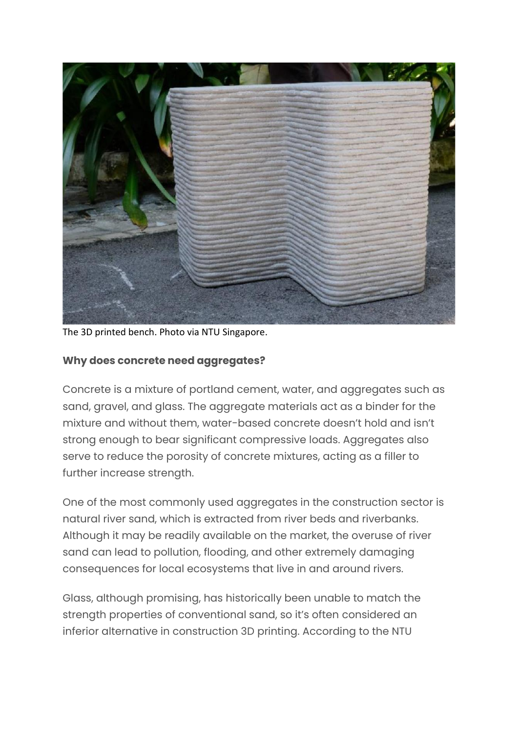The 3D printed bench. Photo via NTU Singapore.

**Why does concrete need aggregates?**

Concrete is a mixture of portland cement, water, and aggregates such as sand, gravel, and glass. The aggregate materials act as a binder for the mixture and without them, water-based concrete doesn't hold and isn't strong enough to bear significant compressive loads. Aggregates also serve to reduce the porosity of concrete mixtures, acting as a filler to further increase strength.

One of the most commonly used aggregates in the construction sector is natural river sand, which is extracted from river beds and riverbanks. Although it may be readily available on the market, the overuse of river sand can lead to pollution, flooding, and other extremely damaging consequences for local ecosystems that live in and around rivers.

Glass, although promising, has historically been unable to match the strength properties of conventional sand, so it's often considered an inferior alternative in construction 3D printing. According to the NTU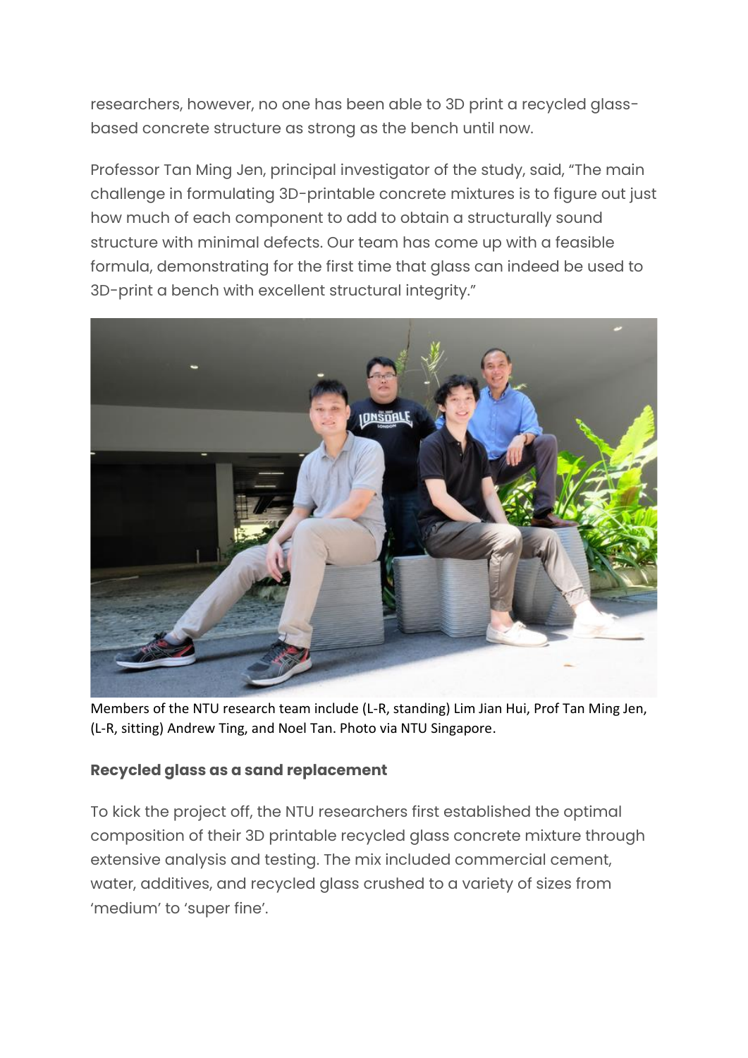researchers, however, no one has been able to 3D print a recycled glass-based concrete structure as strong as the bench until now.

Professor Tan Ming Jen, principal investigator of the study, said, "The main challenge in formulating 3D-printable concrete mixtures is to figure out just how much of each component to add to obtain a structurally sound structure with minimal defects. Our team has come up with a feasible formula, demonstrating for the first time that glass can indeed be used to 3D-print a bench with excellent structural integrity."

Members of the NTU research team include (L-R, standing) Lim Jian Hui, Prof Tan Ming Jen, (L-R, sitting) Andrew Ting, and Noel Tan. Photo via NTU Singapore.

**Recycled glass as a sand replacement**

To kick the project off, the NTU researchers first established the optimal composition of their 3D printable recycled glass concrete mixture through extensive analysis and testing. The mix included commercial cement, water, additives, and recycled glass crushed to a variety of sizes from 'medium' to 'super fine'.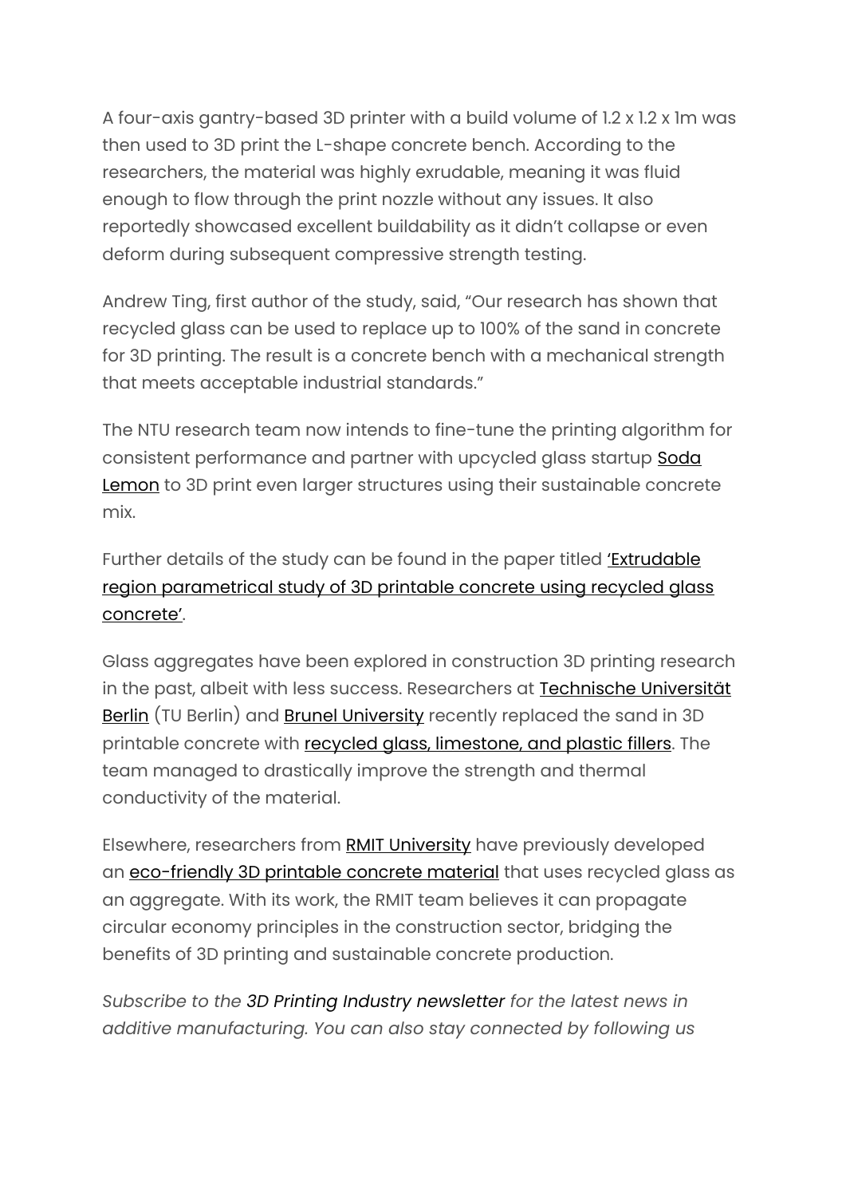A four-axis gantry-based 3D printer with a build volume of 1.2 x 1.2 x 1m was then used to 3D print the L-shape concrete bench. According to the researchers, the material was highly exrudable, meaning it was fluid enough to flow through the print nozzle without any issues. It also reportedly showcased excellent buildability as it didn't collapse or even deform during subsequent compressive strength testing.

Andrew Ting, first author of the study, said, "Our research has shown that recycled glass can be used to replace up to 100% of the sand in concrete for 3D printing. The result is a concrete bench with a mechanical strength that meets acceptable industrial standards."

The NTU research team now intends to fine-tune the printing algorithm for consistent performance and partner with upcycled glass startup Soda Lemon to 3D print even larger structures using their sustainable concrete mix.

Further details of the study can be found in the paper titled 'Extrudable region parametrical study of 3D printable concrete using recycled glass concrete'.

Glass aggregates have been explored in construction 3D printing research in the past, albeit with less success. Researchers at Technische Universität Berlin (TU Berlin) and Brunel University recently replaced the sand in 3D printable concrete with recycled glass, limestone, and plastic fillers. The team managed to drastically improve the strength and thermal conductivity of the material.

Elsewhere, researchers from RMIT University have previously developed an eco-friendly 3D printable concrete material that uses recycled glass as an aggregate. With its work, the RMIT team believes it can propagate circular economy principles in the construction sector, bridging the benefits of 3D printing and sustainable concrete production.

*Subscribe to the* 3D Printing Industry newsletter *for the latest news in additive manufacturing. You can also stay connected by following us*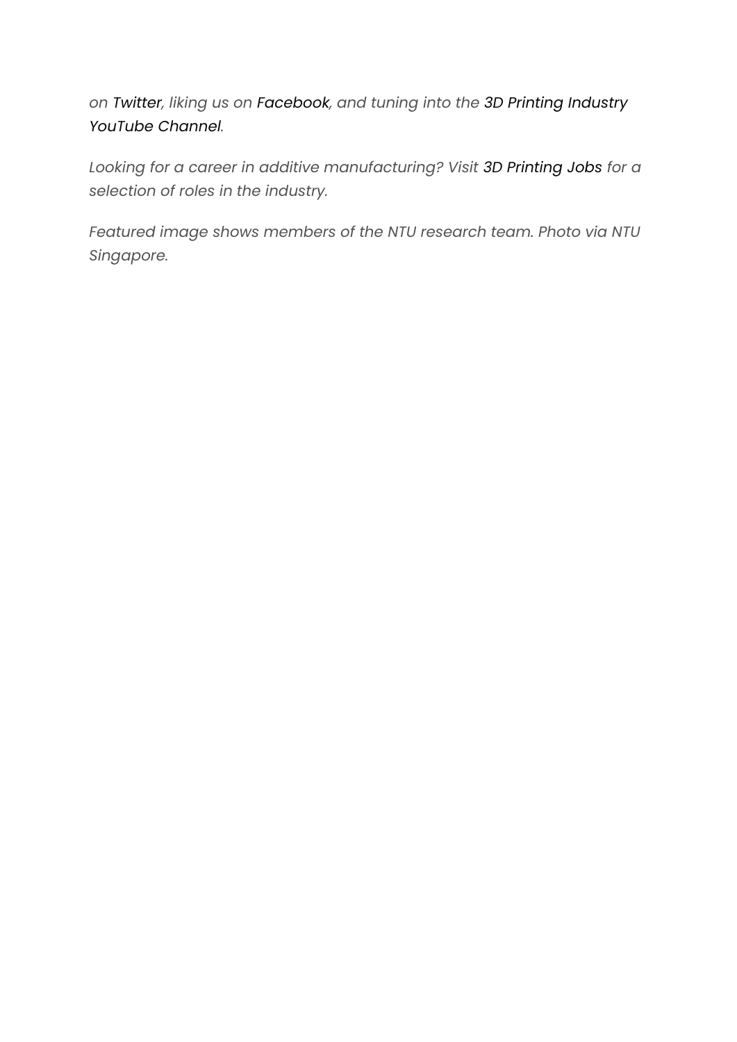*on Twitter, liking us on Facebook, and tuning into the 3D Printing Industry YouTube Channel.*

*Looking for a career in additive manufacturing? Visit 3D Printing Jobs for a selection of roles in the industry.*

*Featured image shows members of the NTU research team. Photo via NTU Singapore.*